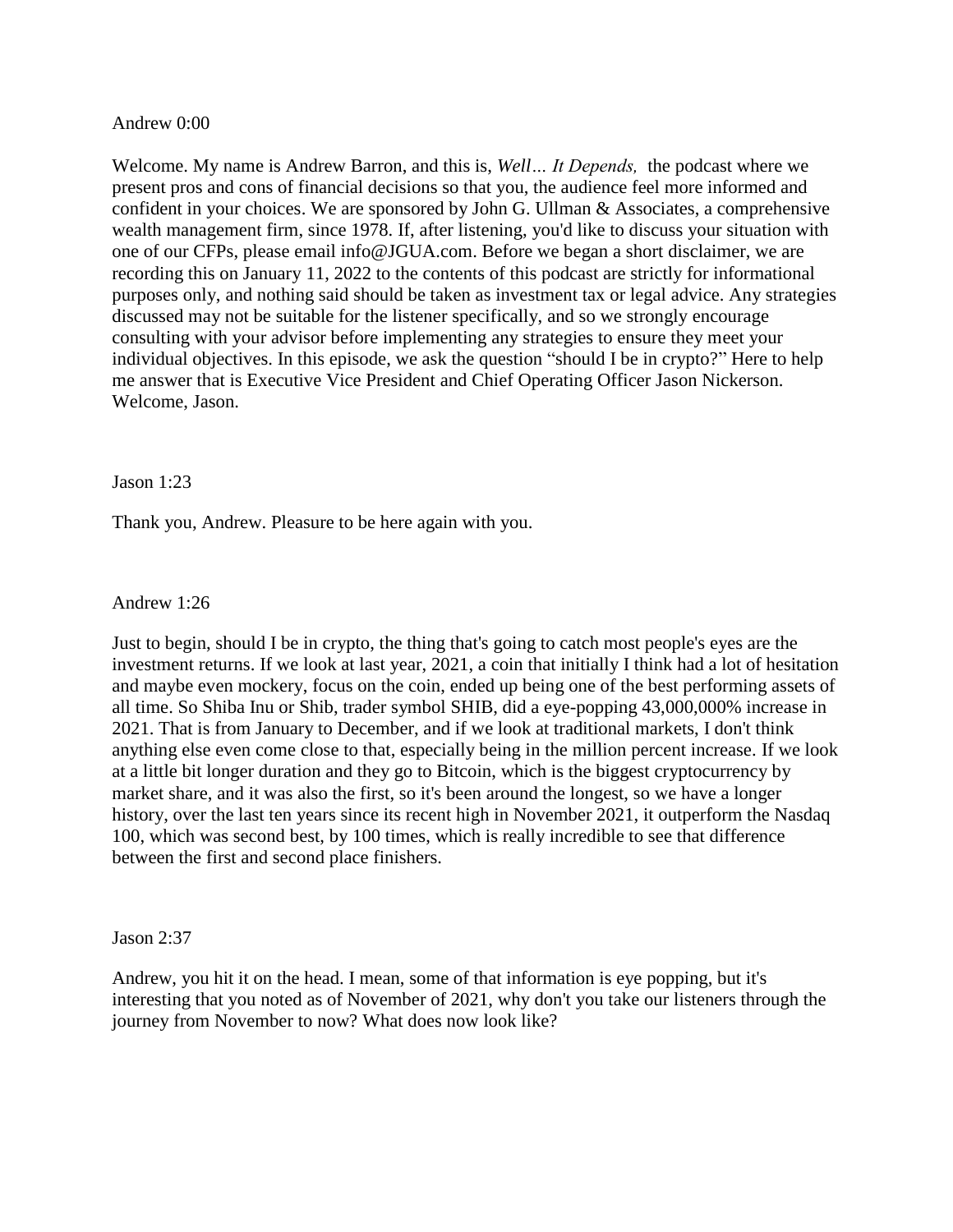Andrew 0:00

Welcome. My name is Andrew Barron, and this is, *Well… It Depends,* the podcast where we present pros and cons of financial decisions so that you, the audience feel more informed and confident in your choices. We are sponsored by John G. Ullman & Associates, a comprehensive wealth management firm, since 1978. If, after listening, you'd like to discuss your situation with one of our CFPs, please email info@JGUA.com. Before we began a short disclaimer, we are recording this on January 11, 2022 to the contents of this podcast are strictly for informational purposes only, and nothing said should be taken as investment tax or legal advice. Any strategies discussed may not be suitable for the listener specifically, and so we strongly encourage consulting with your advisor before implementing any strategies to ensure they meet your individual objectives. In this episode, we ask the question "should I be in crypto?" Here to help me answer that is Executive Vice President and Chief Operating Officer Jason Nickerson. Welcome, Jason.

Jason 1:23

Thank you, Andrew. Pleasure to be here again with you.

Andrew 1:26

Just to begin, should I be in crypto, the thing that's going to catch most people's eyes are the investment returns. If we look at last year, 2021, a coin that initially I think had a lot of hesitation and maybe even mockery, focus on the coin, ended up being one of the best performing assets of all time. So Shiba Inu or Shib, trader symbol SHIB, did a eye-popping 43,000,000% increase in 2021. That is from January to December, and if we look at traditional markets, I don't think anything else even come close to that, especially being in the million percent increase. If we look at a little bit longer duration and they go to Bitcoin, which is the biggest cryptocurrency by market share, and it was also the first, so it's been around the longest, so we have a longer history, over the last ten years since its recent high in November 2021, it outperform the Nasdaq 100, which was second best, by 100 times, which is really incredible to see that difference between the first and second place finishers.

Jason 2:37

Andrew, you hit it on the head. I mean, some of that information is eye popping, but it's interesting that you noted as of November of 2021, why don't you take our listeners through the journey from November to now? What does now look like?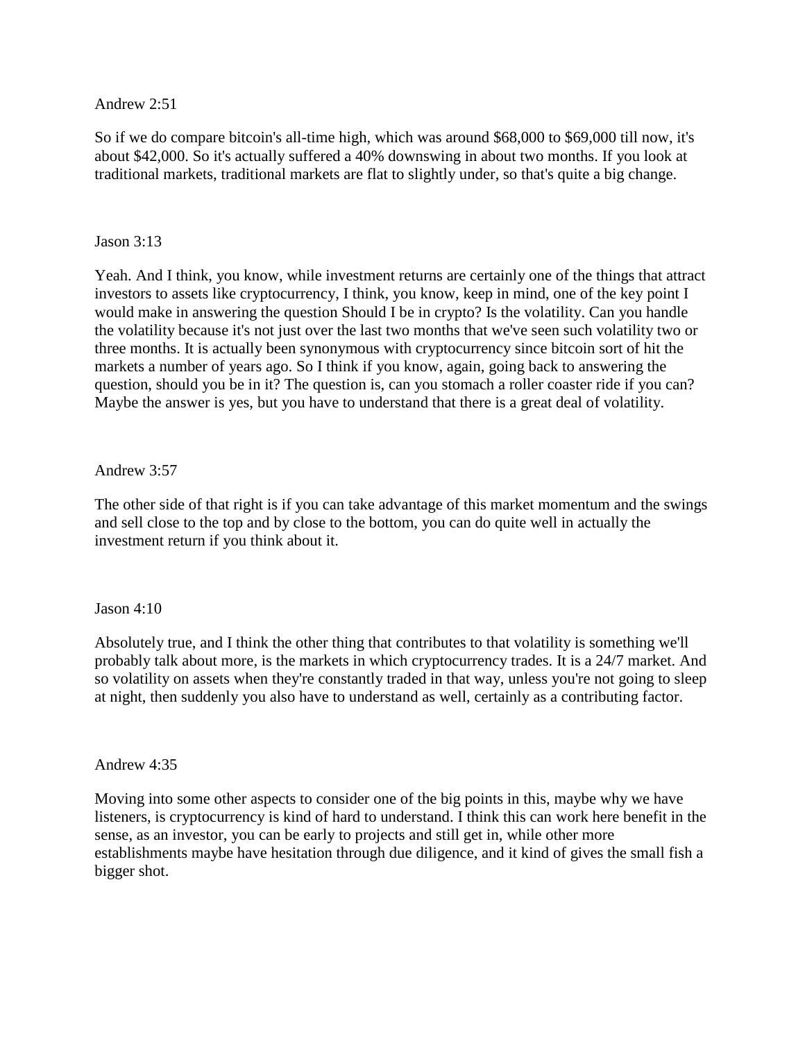Andrew 2:51

So if we do compare bitcoin's all-time high, which was around $68,000 to $69,000 till now, it's about $42,000. So it's actually suffered a 40% downswing in about two months. If you look at traditional markets, traditional markets are flat to slightly under, so that's quite a big change.

Jason 3:13

Yeah. And I think, you know, while investment returns are certainly one of the things that attract investors to assets like cryptocurrency, I think, you know, keep in mind, one of the key point I would make in answering the question Should I be in crypto? Is the volatility. Can you handle the volatility because it's not just over the last two months that we've seen such volatility two or three months. It is actually been synonymous with cryptocurrency since bitcoin sort of hit the markets a number of years ago. So I think if you know, again, going back to answering the question, should you be in it? The question is, can you stomach a roller coaster ride if you can? Maybe the answer is yes, but you have to understand that there is a great deal of volatility.

Andrew 3:57

The other side of that right is if you can take advantage of this market momentum and the swings and sell close to the top and by close to the bottom, you can do quite well in actually the investment return if you think about it.

Jason 4:10

Absolutely true, and I think the other thing that contributes to that volatility is something we'll probably talk about more, is the markets in which cryptocurrency trades. It is a 24/7 market. And so volatility on assets when they're constantly traded in that way, unless you're not going to sleep at night, then suddenly you also have to understand as well, certainly as a contributing factor.

Andrew 4:35

Moving into some other aspects to consider one of the big points in this, maybe why we have listeners, is cryptocurrency is kind of hard to understand. I think this can work here benefit in the sense, as an investor, you can be early to projects and still get in, while other more establishments maybe have hesitation through due diligence, and it kind of gives the small fish a bigger shot.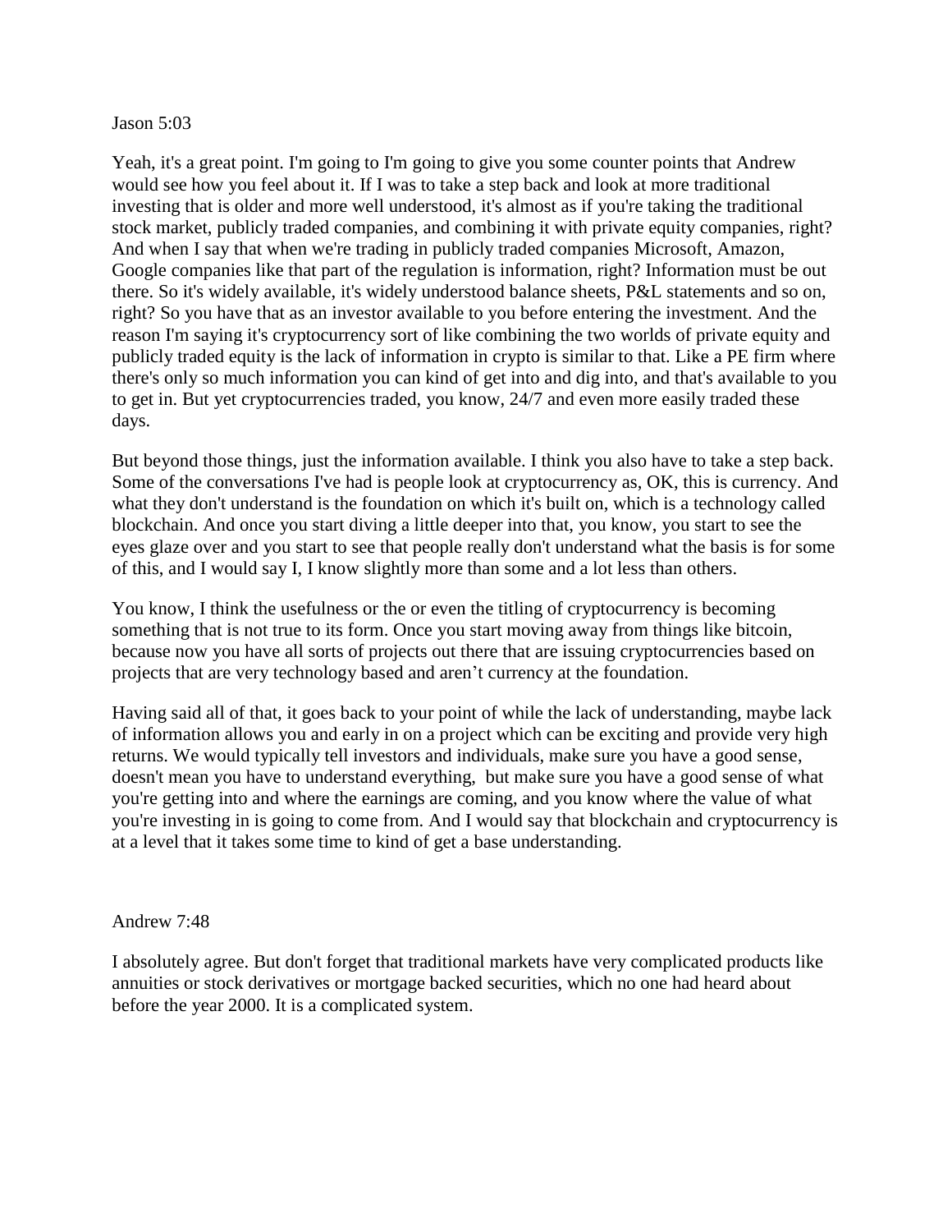Jason 5:03

Yeah, it's a great point. I'm going to I'm going to give you some counter points that Andrew would see how you feel about it. If I was to take a step back and look at more traditional investing that is older and more well understood, it's almost as if you're taking the traditional stock market, publicly traded companies, and combining it with private equity companies, right? And when I say that when we're trading in publicly traded companies Microsoft, Amazon, Google companies like that part of the regulation is information, right? Information must be out there. So it's widely available, it's widely understood balance sheets, P&L statements and so on, right? So you have that as an investor available to you before entering the investment. And the reason I'm saying it's cryptocurrency sort of like combining the two worlds of private equity and publicly traded equity is the lack of information in crypto is similar to that. Like a PE firm where there's only so much information you can kind of get into and dig into, and that's available to you to get in. But yet cryptocurrencies traded, you know, 24/7 and even more easily traded these days.

But beyond those things, just the information available. I think you also have to take a step back. Some of the conversations I've had is people look at cryptocurrency as, OK, this is currency. And what they don't understand is the foundation on which it's built on, which is a technology called blockchain. And once you start diving a little deeper into that, you know, you start to see the eyes glaze over and you start to see that people really don't understand what the basis is for some of this, and I would say I, I know slightly more than some and a lot less than others.

You know, I think the usefulness or the or even the titling of cryptocurrency is becoming something that is not true to its form. Once you start moving away from things like bitcoin, because now you have all sorts of projects out there that are issuing cryptocurrencies based on projects that are very technology based and aren't currency at the foundation.

Having said all of that, it goes back to your point of while the lack of understanding, maybe lack of information allows you and early in on a project which can be exciting and provide very high returns. We would typically tell investors and individuals, make sure you have a good sense, doesn't mean you have to understand everything, but make sure you have a good sense of what you're getting into and where the earnings are coming, and you know where the value of what you're investing in is going to come from. And I would say that blockchain and cryptocurrency is at a level that it takes some time to kind of get a base understanding.

Andrew 7:48

I absolutely agree. But don't forget that traditional markets have very complicated products like annuities or stock derivatives or mortgage backed securities, which no one had heard about before the year 2000. It is a complicated system.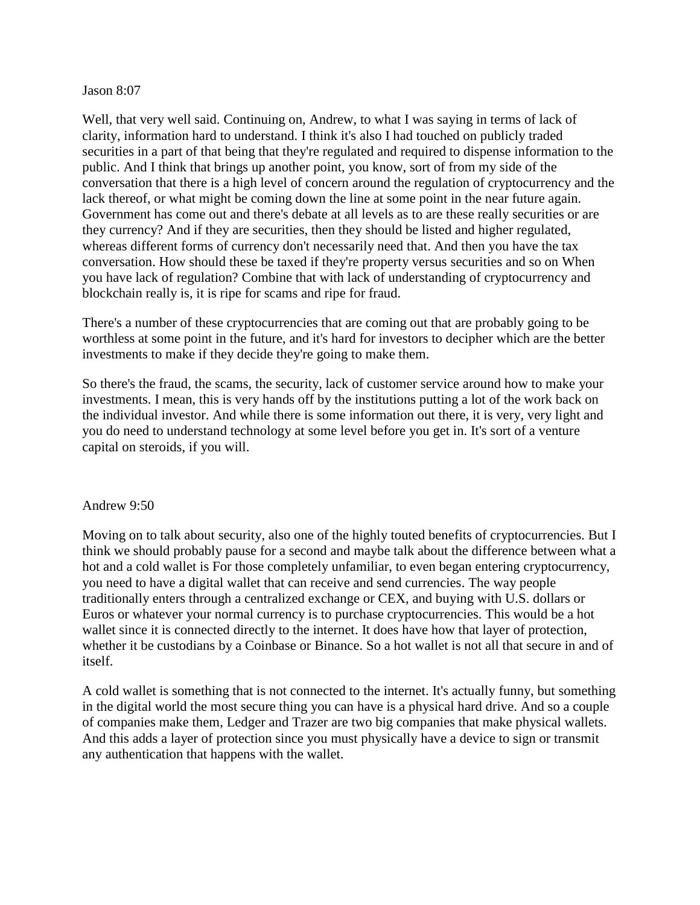Jason 8:07

Well, that very well said. Continuing on, Andrew, to what I was saying in terms of lack of clarity, information hard to understand. I think it's also I had touched on publicly traded securities in a part of that being that they're regulated and required to dispense information to the public. And I think that brings up another point, you know, sort of from my side of the conversation that there is a high level of concern around the regulation of cryptocurrency and the lack thereof, or what might be coming down the line at some point in the near future again. Government has come out and there's debate at all levels as to are these really securities or are they currency? And if they are securities, then they should be listed and higher regulated, whereas different forms of currency don't necessarily need that. And then you have the tax conversation. How should these be taxed if they're property versus securities and so on When you have lack of regulation? Combine that with lack of understanding of cryptocurrency and blockchain really is, it is ripe for scams and ripe for fraud.

There's a number of these cryptocurrencies that are coming out that are probably going to be worthless at some point in the future, and it's hard for investors to decipher which are the better investments to make if they decide they're going to make them.

So there's the fraud, the scams, the security, lack of customer service around how to make your investments. I mean, this is very hands off by the institutions putting a lot of the work back on the individual investor. And while there is some information out there, it is very, very light and you do need to understand technology at some level before you get in. It's sort of a venture capital on steroids, if you will.

Andrew 9:50

Moving on to talk about security, also one of the highly touted benefits of cryptocurrencies. But I think we should probably pause for a second and maybe talk about the difference between what a hot and a cold wallet is For those completely unfamiliar, to even began entering cryptocurrency, you need to have a digital wallet that can receive and send currencies. The way people traditionally enters through a centralized exchange or CEX, and buying with U.S. dollars or Euros or whatever your normal currency is to purchase cryptocurrencies. This would be a hot wallet since it is connected directly to the internet. It does have how that layer of protection, whether it be custodians by a Coinbase or Binance. So a hot wallet is not all that secure in and of itself.

A cold wallet is something that is not connected to the internet. It's actually funny, but something in the digital world the most secure thing you can have is a physical hard drive. And so a couple of companies make them, Ledger and Trazer are two big companies that make physical wallets. And this adds a layer of protection since you must physically have a device to sign or transmit any authentication that happens with the wallet.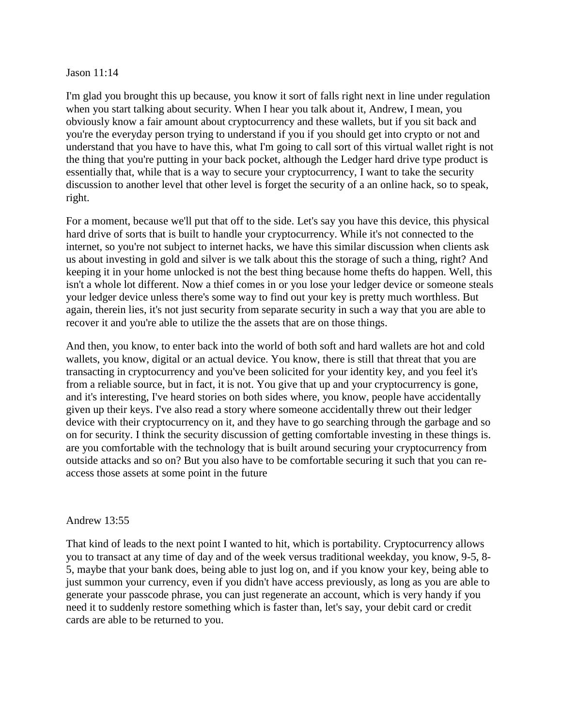Jason 11:14

I'm glad you brought this up because, you know it sort of falls right next in line under regulation when you start talking about security. When I hear you talk about it, Andrew, I mean, you obviously know a fair amount about cryptocurrency and these wallets, but if you sit back and you're the everyday person trying to understand if you if you should get into crypto or not and understand that you have to have this, what I'm going to call sort of this virtual wallet right is not the thing that you're putting in your back pocket, although the Ledger hard drive type product is essentially that, while that is a way to secure your cryptocurrency, I want to take the security discussion to another level that other level is forget the security of a an online hack, so to speak, right.

For a moment, because we'll put that off to the side. Let's say you have this device, this physical hard drive of sorts that is built to handle your cryptocurrency. While it's not connected to the internet, so you're not subject to internet hacks, we have this similar discussion when clients ask us about investing in gold and silver is we talk about this the storage of such a thing, right? And keeping it in your home unlocked is not the best thing because home thefts do happen. Well, this isn't a whole lot different. Now a thief comes in or you lose your ledger device or someone steals your ledger device unless there's some way to find out your key is pretty much worthless. But again, therein lies, it's not just security from separate security in such a way that you are able to recover it and you're able to utilize the the assets that are on those things.

And then, you know, to enter back into the world of both soft and hard wallets are hot and cold wallets, you know, digital or an actual device. You know, there is still that threat that you are transacting in cryptocurrency and you've been solicited for your identity key, and you feel it's from a reliable source, but in fact, it is not. You give that up and your cryptocurrency is gone, and it's interesting, I've heard stories on both sides where, you know, people have accidentally given up their keys. I've also read a story where someone accidentally threw out their ledger device with their cryptocurrency on it, and they have to go searching through the garbage and so on for security. I think the security discussion of getting comfortable investing in these things is. are you comfortable with the technology that is built around securing your cryptocurrency from outside attacks and so on? But you also have to be comfortable securing it such that you can re-access those assets at some point in the future

Andrew 13:55

That kind of leads to the next point I wanted to hit, which is portability. Cryptocurrency allows you to transact at any time of day and of the week versus traditional weekday, you know, 9-5, 8-5, maybe that your bank does, being able to just log on, and if you know your key, being able to just summon your currency, even if you didn't have access previously, as long as you are able to generate your passcode phrase, you can just regenerate an account, which is very handy if you need it to suddenly restore something which is faster than, let's say, your debit card or credit cards are able to be returned to you.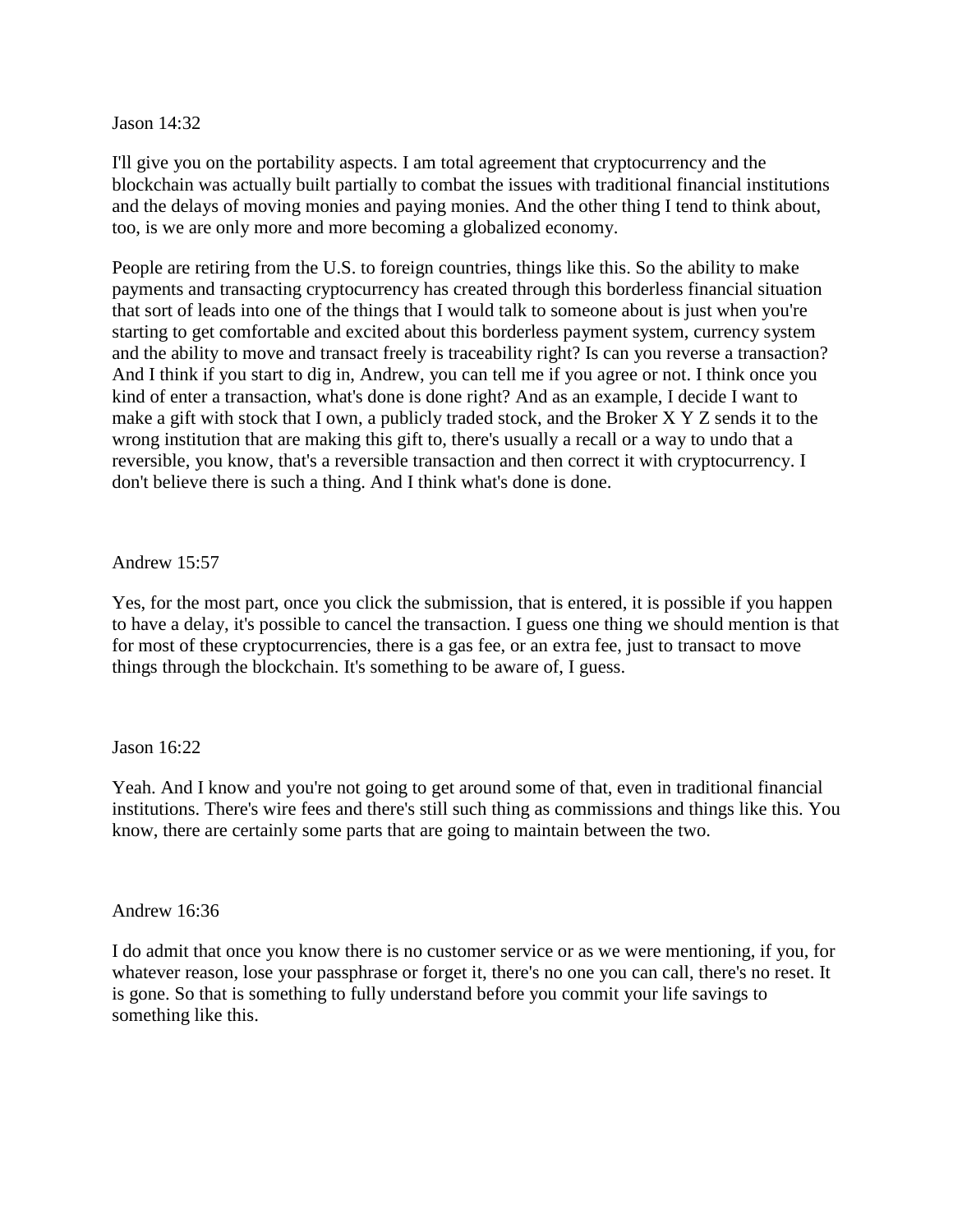Jason 14:32

I'll give you on the portability aspects. I am total agreement that cryptocurrency and the blockchain was actually built partially to combat the issues with traditional financial institutions and the delays of moving monies and paying monies. And the other thing I tend to think about, too, is we are only more and more becoming a globalized economy.

People are retiring from the U.S. to foreign countries, things like this. So the ability to make payments and transacting cryptocurrency has created through this borderless financial situation that sort of leads into one of the things that I would talk to someone about is just when you're starting to get comfortable and excited about this borderless payment system, currency system and the ability to move and transact freely is traceability right? Is can you reverse a transaction? And I think if you start to dig in, Andrew, you can tell me if you agree or not. I think once you kind of enter a transaction, what's done is done right? And as an example, I decide I want to make a gift with stock that I own, a publicly traded stock, and the Broker X Y Z sends it to the wrong institution that are making this gift to, there's usually a recall or a way to undo that a reversible, you know, that's a reversible transaction and then correct it with cryptocurrency. I don't believe there is such a thing. And I think what's done is done.

Andrew 15:57

Yes, for the most part, once you click the submission, that is entered, it is possible if you happen to have a delay, it's possible to cancel the transaction. I guess one thing we should mention is that for most of these cryptocurrencies, there is a gas fee, or an extra fee, just to transact to move things through the blockchain. It's something to be aware of, I guess.

Jason 16:22

Yeah. And I know and you're not going to get around some of that, even in traditional financial institutions. There's wire fees and there's still such thing as commissions and things like this. You know, there are certainly some parts that are going to maintain between the two.

Andrew 16:36

I do admit that once you know there is no customer service or as we were mentioning, if you, for whatever reason, lose your passphrase or forget it, there's no one you can call, there's no reset. It is gone. So that is something to fully understand before you commit your life savings to something like this.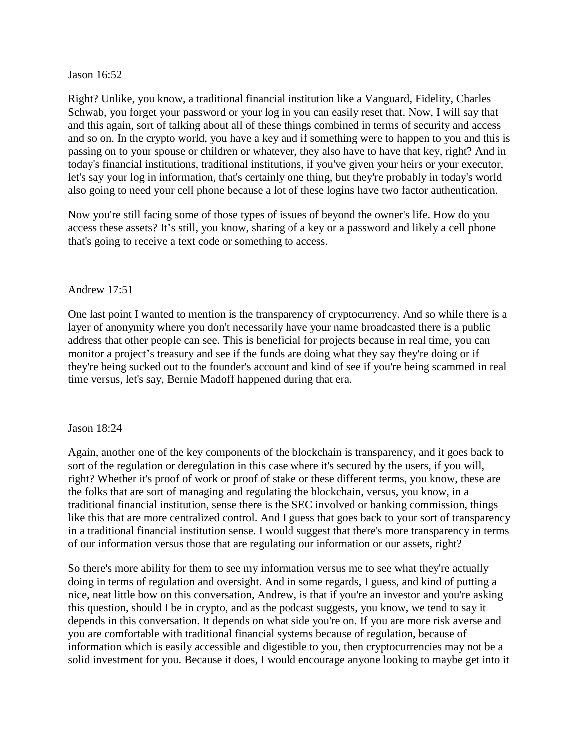Jason 16:52

Right? Unlike, you know, a traditional financial institution like a Vanguard, Fidelity, Charles Schwab, you forget your password or your log in you can easily reset that. Now, I will say that and this again, sort of talking about all of these things combined in terms of security and access and so on. In the crypto world, you have a key and if something were to happen to you and this is passing on to your spouse or children or whatever, they also have to have that key, right? And in today's financial institutions, traditional institutions, if you've given your heirs or your executor, let's say your log in information, that's certainly one thing, but they're probably in today's world also going to need your cell phone because a lot of these logins have two factor authentication.

Now you're still facing some of those types of issues of beyond the owner's life. How do you access these assets? It's still, you know, sharing of a key or a password and likely a cell phone that's going to receive a text code or something to access.

Andrew 17:51

One last point I wanted to mention is the transparency of cryptocurrency. And so while there is a layer of anonymity where you don't necessarily have your name broadcasted there is a public address that other people can see. This is beneficial for projects because in real time, you can monitor a project's treasury and see if the funds are doing what they say they're doing or if they're being sucked out to the founder's account and kind of see if you're being scammed in real time versus, let's say, Bernie Madoff happened during that era.

Jason 18:24

Again, another one of the key components of the blockchain is transparency, and it goes back to sort of the regulation or deregulation in this case where it's secured by the users, if you will, right? Whether it's proof of work or proof of stake or these different terms, you know, these are the folks that are sort of managing and regulating the blockchain, versus, you know, in a traditional financial institution, sense there is the SEC involved or banking commission, things like this that are more centralized control. And I guess that goes back to your sort of transparency in a traditional financial institution sense. I would suggest that there's more transparency in terms of our information versus those that are regulating our information or our assets, right?

So there's more ability for them to see my information versus me to see what they're actually doing in terms of regulation and oversight. And in some regards, I guess, and kind of putting a nice, neat little bow on this conversation, Andrew, is that if you're an investor and you're asking this question, should I be in crypto, and as the podcast suggests, you know, we tend to say it depends in this conversation. It depends on what side you're on. If you are more risk averse and you are comfortable with traditional financial systems because of regulation, because of information which is easily accessible and digestible to you, then cryptocurrencies may not be a solid investment for you. Because it does, I would encourage anyone looking to maybe get into it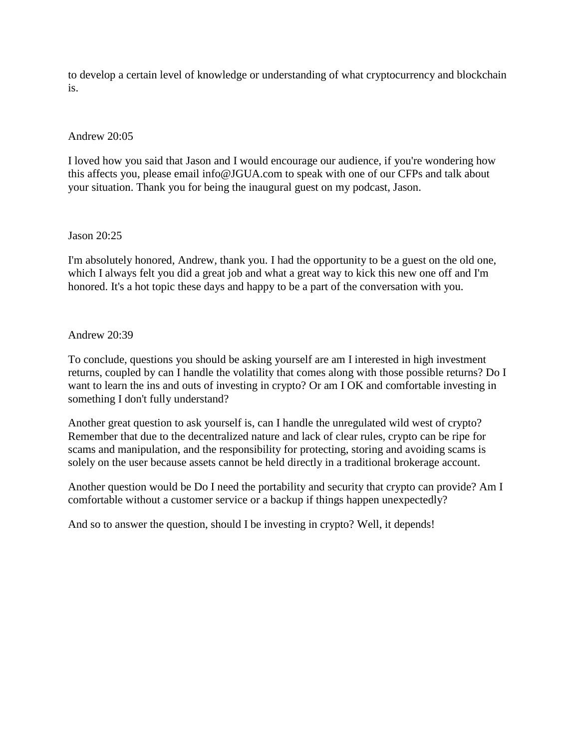to develop a certain level of knowledge or understanding of what cryptocurrency and blockchain is.

Andrew 20:05

I loved how you said that Jason and I would encourage our audience, if you're wondering how this affects you, please email info@JGUA.com to speak with one of our CFPs and talk about your situation. Thank you for being the inaugural guest on my podcast, Jason.

Jason 20:25

I'm absolutely honored, Andrew, thank you. I had the opportunity to be a guest on the old one, which I always felt you did a great job and what a great way to kick this new one off and I'm honored. It's a hot topic these days and happy to be a part of the conversation with you.

Andrew 20:39

To conclude, questions you should be asking yourself are am I interested in high investment returns, coupled by can I handle the volatility that comes along with those possible returns? Do I want to learn the ins and outs of investing in crypto? Or am I OK and comfortable investing in something I don't fully understand?

Another great question to ask yourself is, can I handle the unregulated wild west of crypto? Remember that due to the decentralized nature and lack of clear rules, crypto can be ripe for scams and manipulation, and the responsibility for protecting, storing and avoiding scams is solely on the user because assets cannot be held directly in a traditional brokerage account.

Another question would be Do I need the portability and security that crypto can provide? Am I comfortable without a customer service or a backup if things happen unexpectedly?

And so to answer the question, should I be investing in crypto? Well, it depends!